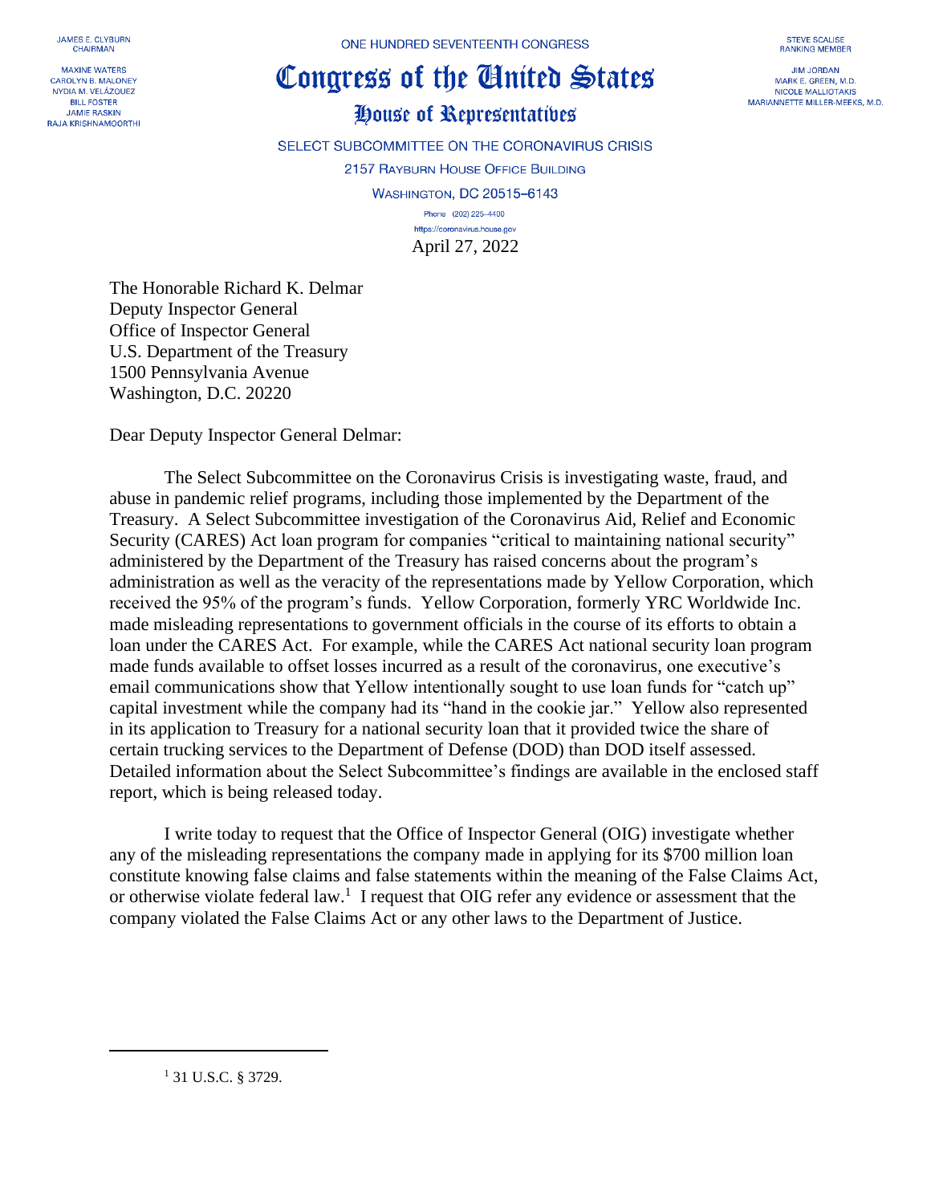JAMES E. CLYBURN
CHAIRMAN

MAXINE WATERS
CAROLYN B. MALONEY
NYDIA M. VELÁZQUEZ
BILL FOSTER
JAMIE RASKIN
RAJA KRISHNAMOORTHI

ONE HUNDRED SEVENTEENTH CONGRESS

# Congress of the United States

## House of Representatives

SELECT SUBCOMMITTEE ON THE CORONAVIRUS CRISIS

2157 RAYBURN HOUSE OFFICE BUILDING

WASHINGTON, DC 20515–6143

Phone (202) 225–4400

https://coronavirus.house.gov

STEVE SCALISE
RANKING MEMBER

JIM JORDAN
MARK E. GREEN, M.D.
NICOLE MALLIOTAKIS
MARIANNETTE MILLER-MEEKS, M.D.

April 27, 2022

The Honorable Richard K. Delmar
Deputy Inspector General
Office of Inspector General
U.S. Department of the Treasury
1500 Pennsylvania Avenue
Washington, D.C. 20220

Dear Deputy Inspector General Delmar:

The Select Subcommittee on the Coronavirus Crisis is investigating waste, fraud, and abuse in pandemic relief programs, including those implemented by the Department of the Treasury. A Select Subcommittee investigation of the Coronavirus Aid, Relief and Economic Security (CARES) Act loan program for companies "critical to maintaining national security" administered by the Department of the Treasury has raised concerns about the program's administration as well as the veracity of the representations made by Yellow Corporation, which received the 95% of the program's funds. Yellow Corporation, formerly YRC Worldwide Inc. made misleading representations to government officials in the course of its efforts to obtain a loan under the CARES Act. For example, while the CARES Act national security loan program made funds available to offset losses incurred as a result of the coronavirus, one executive's email communications show that Yellow intentionally sought to use loan funds for "catch up" capital investment while the company had its "hand in the cookie jar." Yellow also represented in its application to Treasury for a national security loan that it provided twice the share of certain trucking services to the Department of Defense (DOD) than DOD itself assessed. Detailed information about the Select Subcommittee's findings are available in the enclosed staff report, which is being released today.

I write today to request that the Office of Inspector General (OIG) investigate whether any of the misleading representations the company made in applying for its $700 million loan constitute knowing false claims and false statements within the meaning of the False Claims Act, or otherwise violate federal law.[1] I request that OIG refer any evidence or assessment that the company violated the False Claims Act or any other laws to the Department of Justice.

---

[1] 31 U.S.C. § 3729.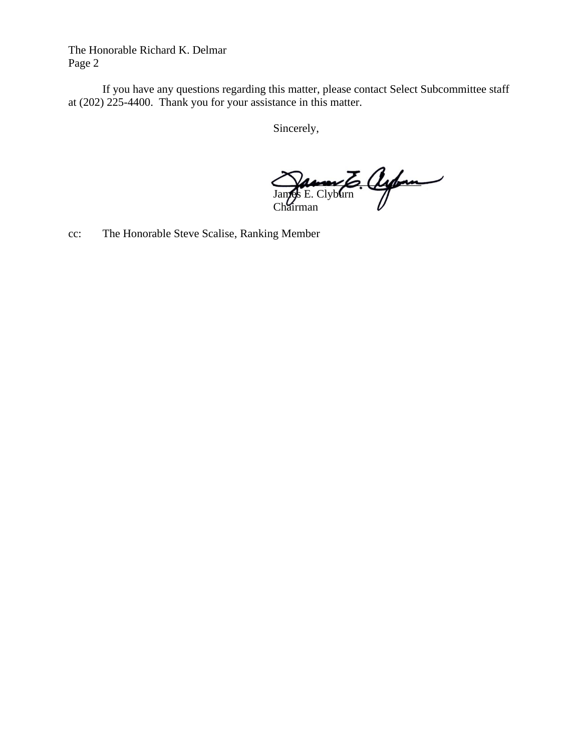The Honorable Richard K. Delmar
Page 2

If you have any questions regarding this matter, please contact Select Subcommittee staff at (202) 225-4400. Thank you for your assistance in this matter.

Sincerely,

James E. Clyburn
Chairman

cc: The Honorable Steve Scalise, Ranking Member